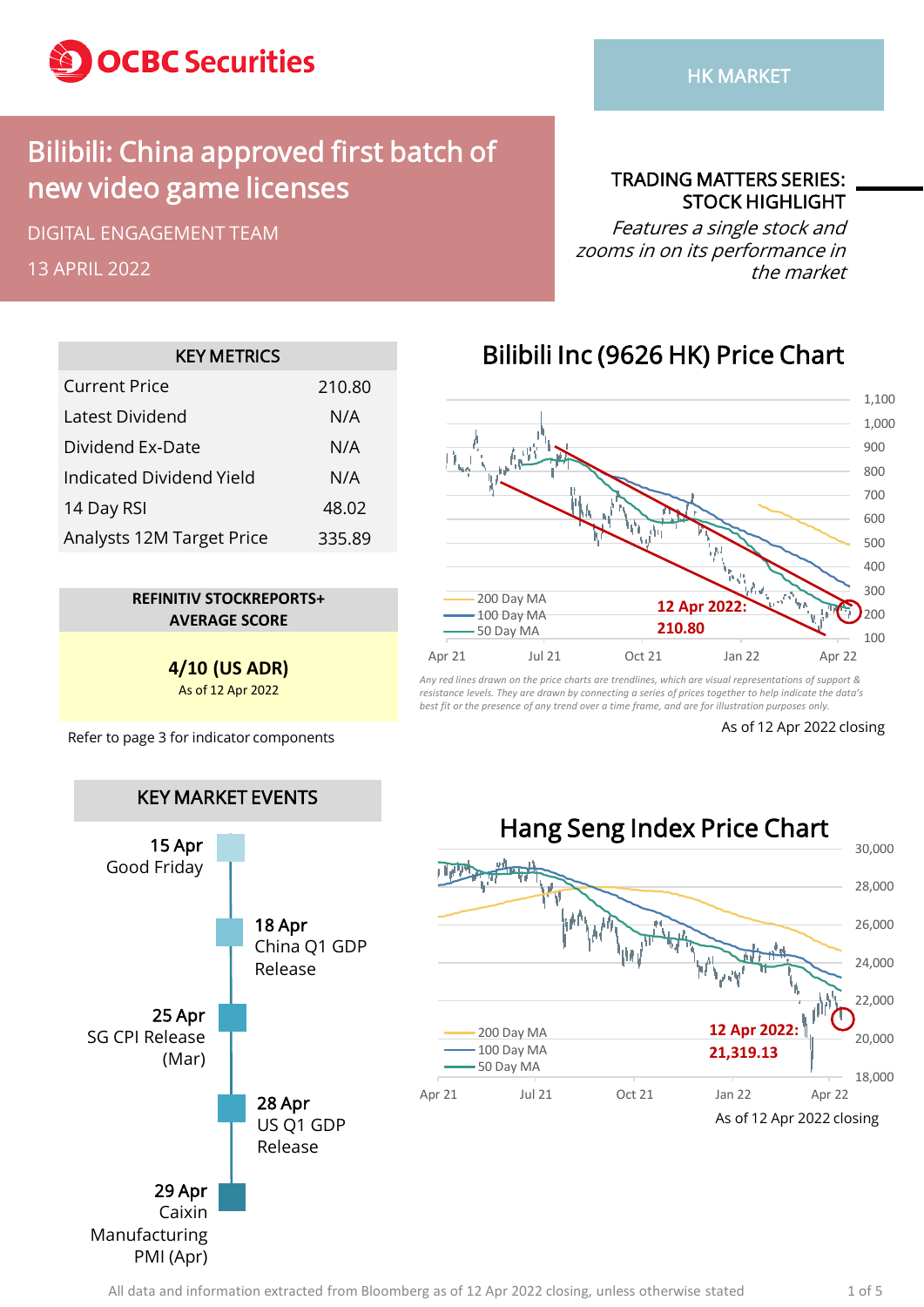OCBC Securities

HK MARKET

# Bilibili: China approved first batch of new video game licenses

DIGITAL ENGAGEMENT TEAM

13 APRIL 2022

**TRADING MATTERS SERIES: STOCK HIGHLIGHT**

*Features a single stock and zooms in on its performance in the market*

| KEY METRICS | |
|---|---|
| Current Price | 210.80 |
| Latest Dividend | N/A |
| Dividend Ex-Date | N/A |
| Indicated Dividend Yield | N/A |
| 14 Day RSI | 48.02 |
| Analysts 12M Target Price | 335.89 |

**REFINITIV STOCKREPORTS+ AVERAGE SCORE**

**4/10 (US ADR)**
As of 12 Apr 2022

Refer to page 3 for indicator components

## Bilibili Inc (9626 HK) Price Chart

200 Day MA
100 Day MA
50 Day MA

**12 Apr 2022: 210.80**

*Any red lines drawn on the price charts are trendlines, which are visual representations of support & resistance levels. They are drawn by connecting a series of prices together to help indicate the data's best fit or the presence of any trend over a time frame, and are for illustration purposes only.*

As of 12 Apr 2022 closing

## KEY MARKET EVENTS

- **15 Apr** Good Friday
- **18 Apr** China Q1 GDP Release
- **25 Apr** SG CPI Release (Mar)
- **28 Apr** US Q1 GDP Release
- **29 Apr** Caixin Manufacturing PMI (Apr)

## Hang Seng Index Price Chart

200 Day MA
100 Day MA
50 Day MA

**12 Apr 2022: 21,319.13**

As of 12 Apr 2022 closing

All data and information extracted from Bloomberg as of 12 Apr 2022 closing, unless otherwise stated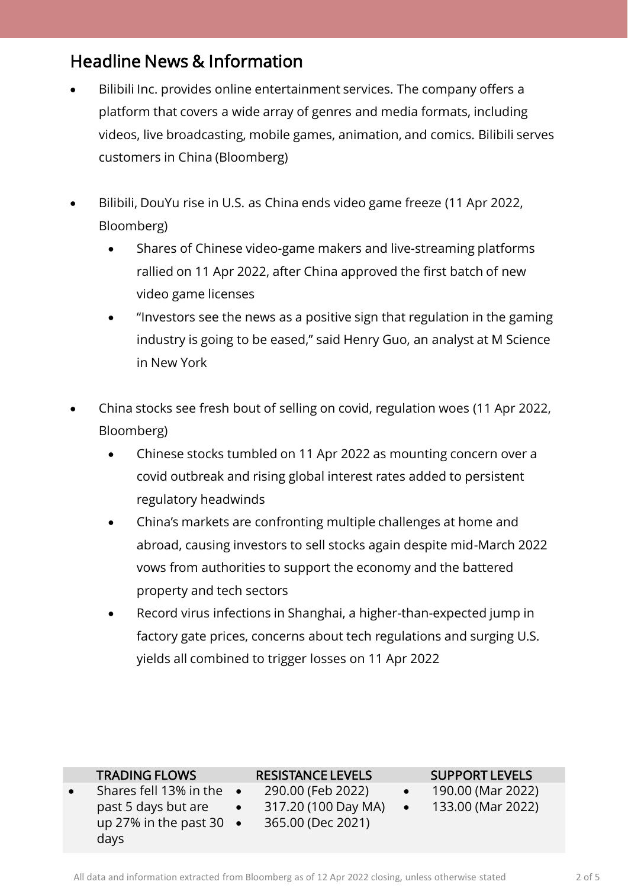## Headline News & Information

- Bilibili Inc. provides online entertainment services. The company offers a platform that covers a wide array of genres and media formats, including videos, live broadcasting, mobile games, animation, and comics. Bilibili serves customers in China (Bloomberg)

- Bilibili, DouYu rise in U.S. as China ends video game freeze (11 Apr 2022, Bloomberg)
    - Shares of Chinese video-game makers and live-streaming platforms rallied on 11 Apr 2022, after China approved the first batch of new video game licenses
    - "Investors see the news as a positive sign that regulation in the gaming industry is going to be eased," said Henry Guo, an analyst at M Science in New York

- China stocks see fresh bout of selling on covid, regulation woes (11 Apr 2022, Bloomberg)
    - Chinese stocks tumbled on 11 Apr 2022 as mounting concern over a covid outbreak and rising global interest rates added to persistent regulatory headwinds
    - China's markets are confronting multiple challenges at home and abroad, causing investors to sell stocks again despite mid-March 2022 vows from authorities to support the economy and the battered property and tech sectors
    - Record virus infections in Shanghai, a higher-than-expected jump in factory gate prices, concerns about tech regulations and surging U.S. yields all combined to trigger losses on 11 Apr 2022

| TRADING FLOWS | RESISTANCE LEVELS | SUPPORT LEVELS |
|---|---|---|
| • Shares fell 13% in the past 5 days but are up 27% in the past 30 days | • 290.00 (Feb 2022)<br>• 317.20 (100 Day MA)<br>• 365.00 (Dec 2021) | • 190.00 (Mar 2022)<br>• 133.00 (Mar 2022) |

All data and information extracted from Bloomberg as of 12 Apr 2022 closing, unless otherwise stated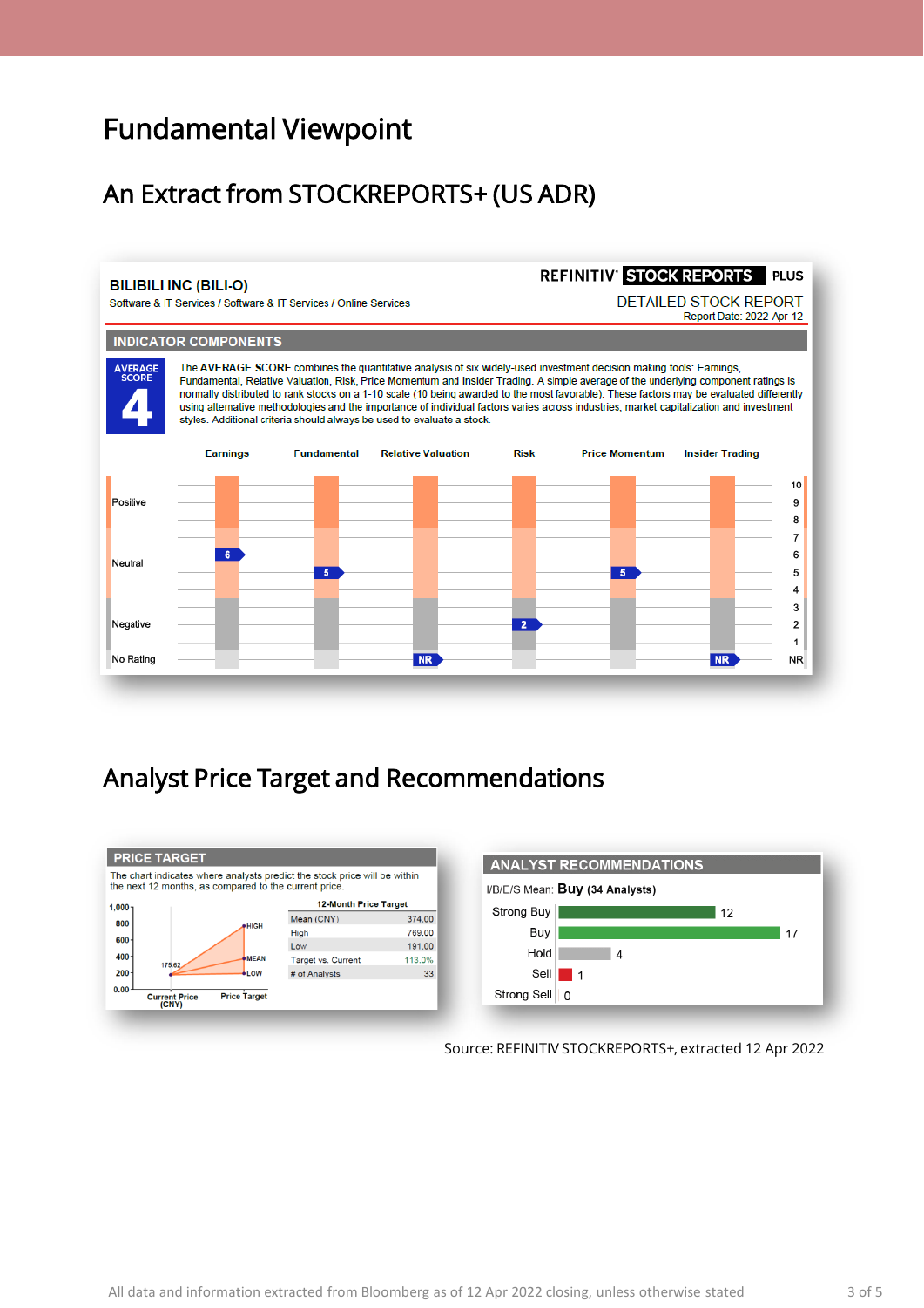# Fundamental Viewpoint

## An Extract from STOCKREPORTS+ (US ADR)

**BILIBILI INC (BILI-O)**
Software & IT Services / Software & IT Services / Online Services

REFINITIV STOCK REPORTS PLUS
DETAILED STOCK REPORT
Report Date: 2022-Apr-12

**INDICATOR COMPONENTS**

AVERAGE SCORE **4**

The **AVERAGE SCORE** combines the quantitative analysis of six widely-used investment decision making tools: Earnings, Fundamental, Relative Valuation, Risk, Price Momentum and Insider Trading. A simple average of the underlying component ratings is normally distributed to rank stocks on a 1-10 scale (10 being awarded to the most favorable). These factors may be evaluated differently using alternative methodologies and the importance of individual factors varies across industries, market capitalization and investment styles. Additional criteria should always be used to evaluate a stock.

| Earnings | Fundamental | Relative Valuation | Risk | Price Momentum | Insider Trading |
|---|---|---|---|---|---|
| 6 | 5 | NR | 2 | 5 | NR |

Scale: Positive (8–10), Neutral (4–7), Negative (1–3), No Rating (NR)

## Analyst Price Target and Recommendations

**PRICE TARGET**

The chart indicates where analysts predict the stock price will be within the next 12 months, as compared to the current price.

Current Price (CNY): 175.62

| 12-Month Price Target | |
|---|---|
| Mean (CNY) | 374.00 |
| High | 769.00 |
| Low | 191.00 |
| Target vs. Current | 113.0% |
| # of Analysts | 33 |

**ANALYST RECOMMENDATIONS**

I/B/E/S Mean: **Buy** (34 Analysts)

| Recommendation | Count |
|---|---|
| Strong Buy | 12 |
| Buy | 17 |
| Hold | 4 |
| Sell | 1 |
| Strong Sell | 0 |

Source: REFINITIV STOCKREPORTS+, extracted 12 Apr 2022

All data and information extracted from Bloomberg as of 12 Apr 2022 closing, unless otherwise stated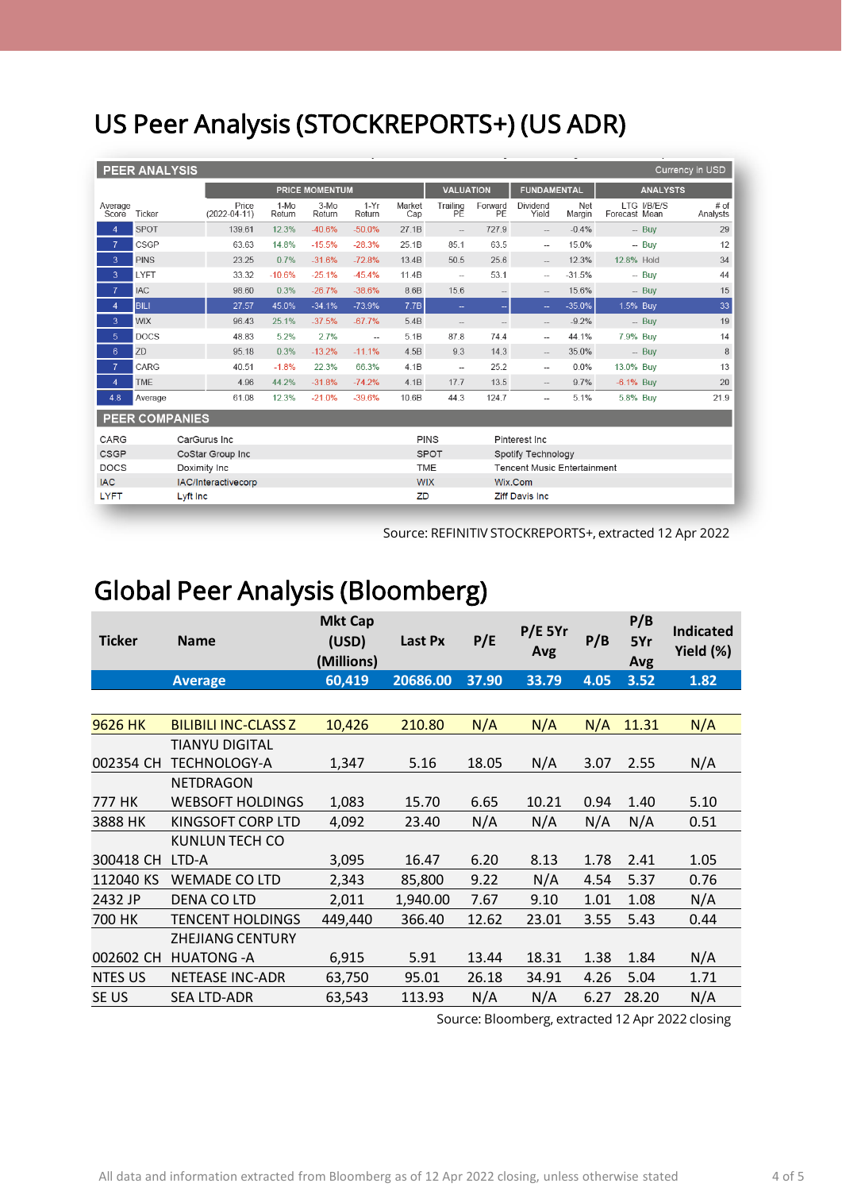# US Peer Analysis (STOCKREPORTS+) (US ADR)

**PEER ANALYSIS** — Currency in USD

| | | PRICE MOMENTUM | | | | | VALUATION | | FUNDAMENTAL | | ANALYSTS | | |
|---|---|---|---|---|---|---|---|---|---|---|---|---|---|
| Average Score | Ticker | Price (2022-04-11) | 1-Mo Return | 3-Mo Return | 1-Yr Return | Market Cap | Trailing PE | Forward PE | Dividend Yield | Net Margin | LTG Forecast | I/B/E/S Mean | # of Analysts |
| 4 | SPOT | 139.61 | 12.3% | -40.6% | -50.0% | 27.1B | -- | 727.9 | -- | -0.4% | -- | Buy | 29 |
| 7 | CSGP | 63.63 | 14.8% | -15.5% | -28.3% | 25.1B | 85.1 | 63.5 | -- | 15.0% | -- | Buy | 12 |
| 3 | PINS | 23.25 | 0.7% | -31.6% | -72.8% | 13.4B | 50.5 | 25.6 | -- | 12.3% | 12.8% | Hold | 34 |
| 3 | LYFT | 33.32 | -10.6% | -25.1% | -45.4% | 11.4B | -- | 53.1 | -- | -31.5% | -- | Buy | 44 |
| 7 | IAC | 98.60 | 0.3% | -26.7% | -38.6% | 8.6B | 15.6 | -- | -- | 15.6% | -- | Buy | 15 |
| 4 | BILI | 27.57 | 45.0% | -34.1% | -73.9% | 7.7B | -- | -- | -- | -35.0% | 1.5% | Buy | 33 |
| 3 | WIX | 96.43 | 25.1% | -37.5% | -67.7% | 5.4B | -- | -- | -- | -9.2% | -- | Buy | 19 |
| 5 | DOCS | 48.83 | 5.2% | 2.7% | -- | 5.1B | 87.8 | 74.4 | -- | 44.1% | 7.9% | Buy | 14 |
| 6 | ZD | 95.18 | 0.3% | -13.2% | -11.1% | 4.5B | 9.3 | 14.3 | -- | 35.0% | -- | Buy | 8 |
| 7 | CARG | 40.51 | -1.8% | 22.3% | 66.3% | 4.1B | -- | 25.2 | -- | 0.0% | 13.0% | Buy | 13 |
| 4 | TME | 4.96 | 44.2% | -31.8% | -74.2% | 4.1B | 17.7 | 13.5 | -- | 9.7% | -8.1% | Buy | 20 |
| 4.8 | Average | 61.08 | 12.3% | -21.0% | -39.6% | 10.6B | 44.3 | 124.7 | -- | 5.1% | 5.8% | Buy | 21.9 |

**PEER COMPANIES**

| Ticker | Company | Ticker | Company |
|---|---|---|---|
| CARG | CarGurus Inc | PINS | Pinterest Inc |
| CSGP | CoStar Group Inc | SPOT | Spotify Technology |
| DOCS | Doximity Inc | TME | Tencent Music Entertainment |
| IAC | IAC/Interactivecorp | WIX | Wix.Com |
| LYFT | Lyft Inc | ZD | Ziff Davis Inc |

Source: REFINITIV STOCKREPORTS+, extracted 12 Apr 2022

# Global Peer Analysis (Bloomberg)

| Ticker | Name | Mkt Cap (USD) (Millions) | Last Px | P/E | P/E 5Yr Avg | P/B | P/B 5Yr Avg | Indicated Yield (%) |
|---|---|---|---|---|---|---|---|---|
| | **Average** | **60,419** | **20686.00** | **37.90** | **33.79** | **4.05** | **3.52** | **1.82** |
| 9626 HK | BILIBILI INC-CLASS Z | 10,426 | 210.80 | N/A | N/A | N/A | 11.31 | N/A |
| 002354 CH | TIANYU DIGITAL TECHNOLOGY-A | 1,347 | 5.16 | 18.05 | N/A | 3.07 | 2.55 | N/A |
| 777 HK | NETDRAGON WEBSOFT HOLDINGS | 1,083 | 15.70 | 6.65 | 10.21 | 0.94 | 1.40 | 5.10 |
| 3888 HK | KINGSOFT CORP LTD | 4,092 | 23.40 | N/A | N/A | N/A | N/A | 0.51 |
| 300418 CH | KUNLUN TECH CO LTD-A | 3,095 | 16.47 | 6.20 | 8.13 | 1.78 | 2.41 | 1.05 |
| 112040 KS | WEMADE CO LTD | 2,343 | 85,800 | 9.22 | N/A | 4.54 | 5.37 | 0.76 |
| 2432 JP | DENA CO LTD | 2,011 | 1,940.00 | 7.67 | 9.10 | 1.01 | 1.08 | N/A |
| 700 HK | TENCENT HOLDINGS | 449,440 | 366.40 | 12.62 | 23.01 | 3.55 | 5.43 | 0.44 |
| 002602 CH | ZHEJIANG CENTURY HUATONG -A | 6,915 | 5.91 | 13.44 | 18.31 | 1.38 | 1.84 | N/A |
| NTES US | NETEASE INC-ADR | 63,750 | 95.01 | 26.18 | 34.91 | 4.26 | 5.04 | 1.71 |
| SE US | SEA LTD-ADR | 63,543 | 113.93 | N/A | N/A | 6.27 | 28.20 | N/A |

Source: Bloomberg, extracted 12 Apr 2022 closing

All data and information extracted from Bloomberg as of 12 Apr 2022 closing, unless otherwise stated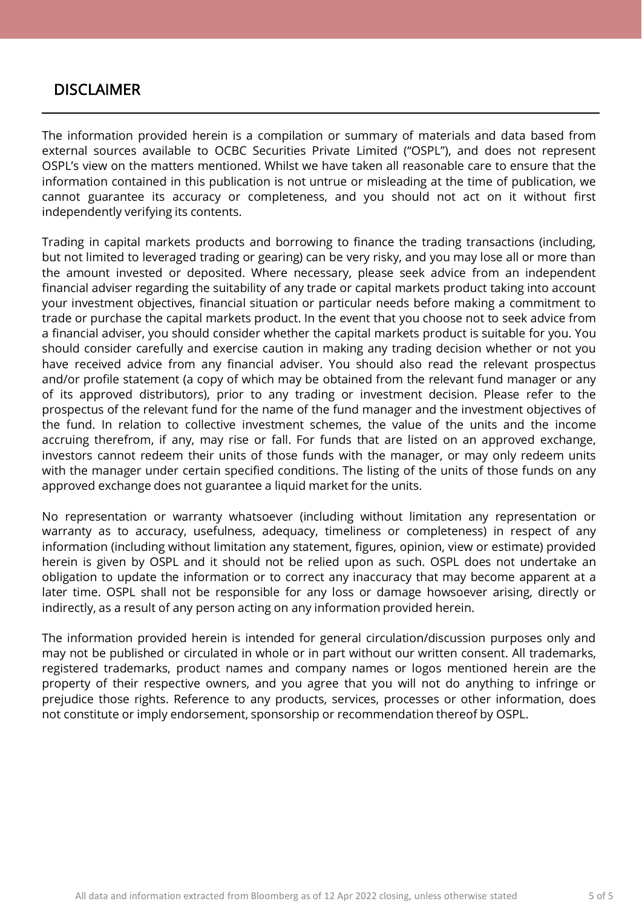## DISCLAIMER

The information provided herein is a compilation or summary of materials and data based from external sources available to OCBC Securities Private Limited ("OSPL"), and does not represent OSPL's view on the matters mentioned. Whilst we have taken all reasonable care to ensure that the information contained in this publication is not untrue or misleading at the time of publication, we cannot guarantee its accuracy or completeness, and you should not act on it without first independently verifying its contents.

Trading in capital markets products and borrowing to finance the trading transactions (including, but not limited to leveraged trading or gearing) can be very risky, and you may lose all or more than the amount invested or deposited. Where necessary, please seek advice from an independent financial adviser regarding the suitability of any trade or capital markets product taking into account your investment objectives, financial situation or particular needs before making a commitment to trade or purchase the capital markets product. In the event that you choose not to seek advice from a financial adviser, you should consider whether the capital markets product is suitable for you. You should consider carefully and exercise caution in making any trading decision whether or not you have received advice from any financial adviser. You should also read the relevant prospectus and/or profile statement (a copy of which may be obtained from the relevant fund manager or any of its approved distributors), prior to any trading or investment decision. Please refer to the prospectus of the relevant fund for the name of the fund manager and the investment objectives of the fund. In relation to collective investment schemes, the value of the units and the income accruing therefrom, if any, may rise or fall. For funds that are listed on an approved exchange, investors cannot redeem their units of those funds with the manager, or may only redeem units with the manager under certain specified conditions. The listing of the units of those funds on any approved exchange does not guarantee a liquid market for the units.

No representation or warranty whatsoever (including without limitation any representation or warranty as to accuracy, usefulness, adequacy, timeliness or completeness) in respect of any information (including without limitation any statement, figures, opinion, view or estimate) provided herein is given by OSPL and it should not be relied upon as such. OSPL does not undertake an obligation to update the information or to correct any inaccuracy that may become apparent at a later time. OSPL shall not be responsible for any loss or damage howsoever arising, directly or indirectly, as a result of any person acting on any information provided herein.

The information provided herein is intended for general circulation/discussion purposes only and may not be published or circulated in whole or in part without our written consent. All trademarks, registered trademarks, product names and company names or logos mentioned herein are the property of their respective owners, and you agree that you will not do anything to infringe or prejudice those rights. Reference to any products, services, processes or other information, does not constitute or imply endorsement, sponsorship or recommendation thereof by OSPL.